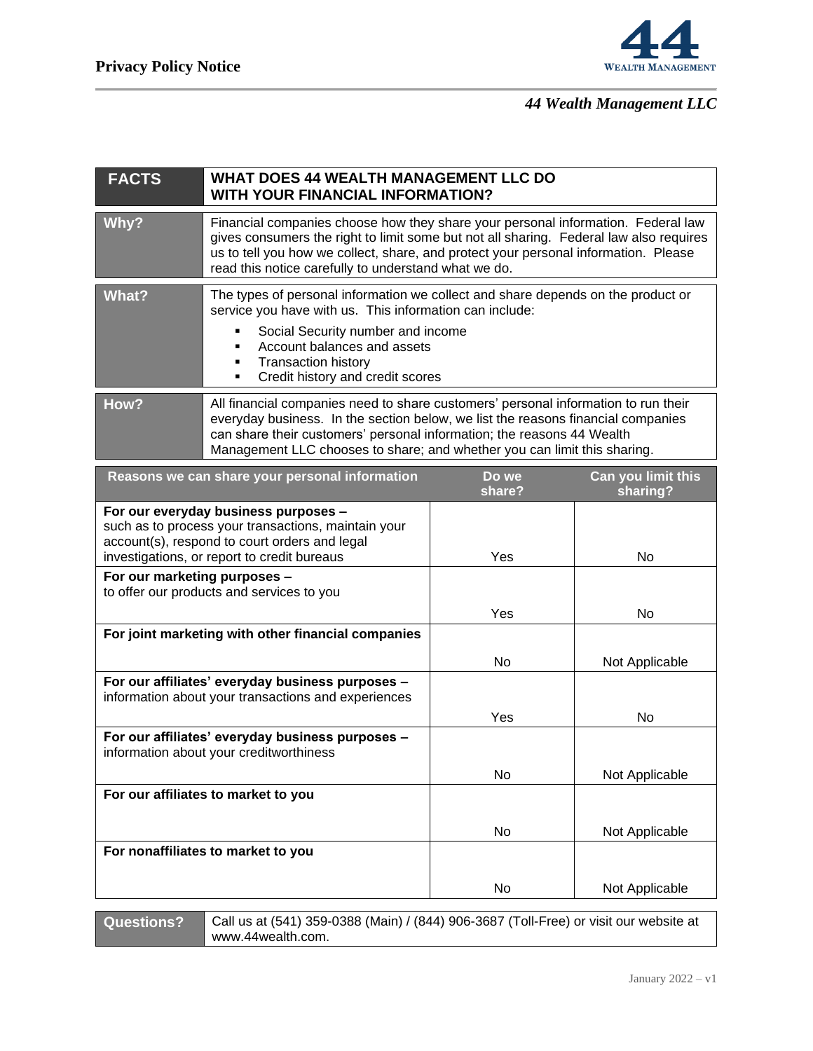# Privacy Policy Notice

*44 Wealth Management LLC*

| FACTS | WHAT DOES 44 WEALTH MANAGEMENT LLC DO WITH YOUR FINANCIAL INFORMATION? |
|---|---|
| **Why?** | Financial companies choose how they share your personal information. Federal law gives consumers the right to limit some but not all sharing. Federal law also requires us to tell you how we collect, share, and protect your personal information. Please read this notice carefully to understand what we do. |
| **What?** | The types of personal information we collect and share depends on the product or service you have with us. This information can include:<br>▪ Social Security number and income<br>▪ Account balances and assets<br>▪ Transaction history<br>▪ Credit history and credit scores |
| **How?** | All financial companies need to share customers' personal information to run their everyday business. In the section below, we list the reasons financial companies can share their customers' personal information; the reasons 44 Wealth Management LLC chooses to share; and whether you can limit this sharing. |

| Reasons we can share your personal information | Do we share? | Can you limit this sharing? |
|---|---|---|
| **For our everyday business purposes –** such as to process your transactions, maintain your account(s), respond to court orders and legal investigations, or report to credit bureaus | Yes | No |
| **For our marketing purposes –** to offer our products and services to you | Yes | No |
| **For joint marketing with other financial companies** | No | Not Applicable |
| **For our affiliates' everyday business purposes –** information about your transactions and experiences | Yes | No |
| **For our affiliates' everyday business purposes –** information about your creditworthiness | No | Not Applicable |
| **For our affiliates to market to you** | No | Not Applicable |
| **For nonaffiliates to market to you** | No | Not Applicable |

| Questions? | Call us at (541) 359-0388 (Main) / (844) 906-3687 (Toll-Free) or visit our website at www.44wealth.com. |
|---|---|

January 2022 – v1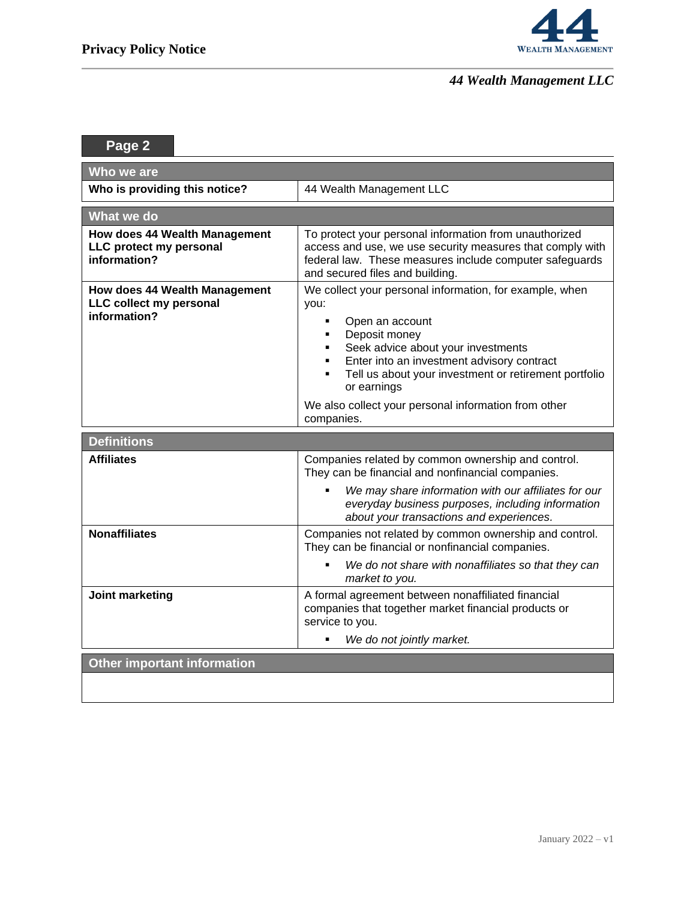**Privacy Policy Notice**

*44 Wealth Management LLC*

**Page 2**

| **Who we are** | |
|---|---|
| **Who is providing this notice?** | 44 Wealth Management LLC |

| **What we do** | |
|---|---|
| **How does 44 Wealth Management LLC protect my personal information?** | To protect your personal information from unauthorized access and use, we use security measures that comply with federal law. These measures include computer safeguards and secured files and building. |
| **How does 44 Wealth Management LLC collect my personal information?** | We collect your personal information, for example, when you:<br>▪ Open an account<br>▪ Deposit money<br>▪ Seek advice about your investments<br>▪ Enter into an investment advisory contract<br>▪ Tell us about your investment or retirement portfolio or earnings<br><br>We also collect your personal information from other companies. |

| **Definitions** | |
|---|---|
| **Affiliates** | Companies related by common ownership and control. They can be financial and nonfinancial companies.<br>▪ *We may share information with our affiliates for our everyday business purposes, including information about your transactions and experiences.* |
| **Nonaffiliates** | Companies not related by common ownership and control. They can be financial or nonfinancial companies.<br>▪ *We do not share with nonaffiliates so that they can market to you.* |
| **Joint marketing** | A formal agreement between nonaffiliated financial companies that together market financial products or service to you.<br>▪ *We do not jointly market.* |

| **Other important information** |
|---|
| |

January 2022 – v1